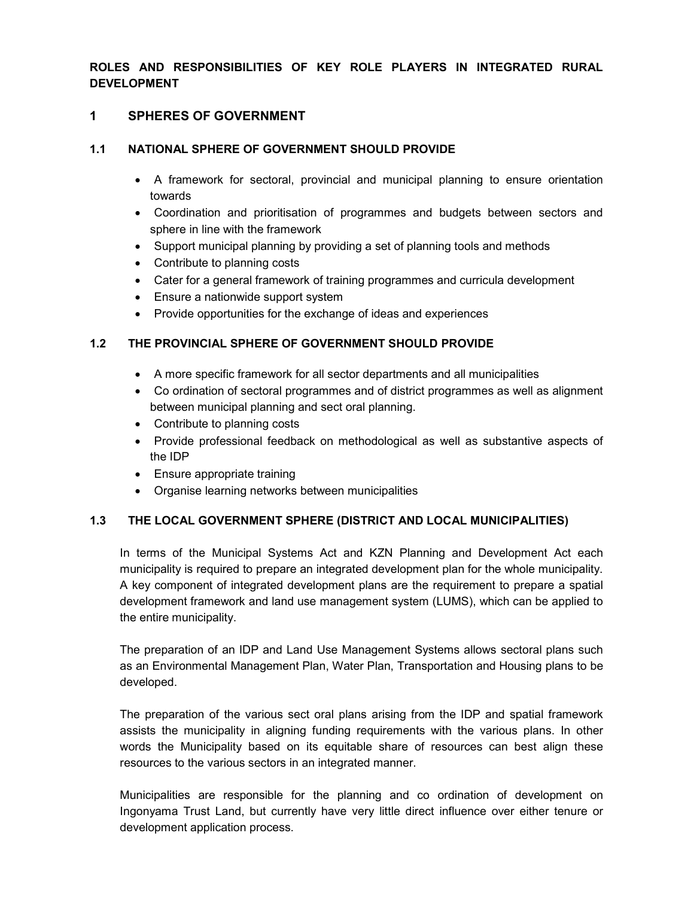**ROLES AND RESPONSIBILITIES OF KEY ROLE PLAYERS IN INTEGRATED RURAL DEVELOPMENT**

## 1 SPHERES OF GOVERNMENT

### 1.1 NATIONAL SPHERE OF GOVERNMENT SHOULD PROVIDE

- A framework for sectoral, provincial and municipal planning to ensure orientation towards
- Coordination and prioritisation of programmes and budgets between sectors and sphere in line with the framework
- Support municipal planning by providing a set of planning tools and methods
- Contribute to planning costs
- Cater for a general framework of training programmes and curricula development
- Ensure a nationwide support system
- Provide opportunities for the exchange of ideas and experiences

### 1.2 THE PROVINCIAL SPHERE OF GOVERNMENT SHOULD PROVIDE

- A more specific framework for all sector departments and all municipalities
- Co ordination of sectoral programmes and of district programmes as well as alignment between municipal planning and sect oral planning.
- Contribute to planning costs
- Provide professional feedback on methodological as well as substantive aspects of the IDP
- Ensure appropriate training
- Organise learning networks between municipalities

### 1.3 THE LOCAL GOVERNMENT SPHERE (DISTRICT AND LOCAL MUNICIPALITIES)

In terms of the Municipal Systems Act and KZN Planning and Development Act each municipality is required to prepare an integrated development plan for the whole municipality. A key component of integrated development plans are the requirement to prepare a spatial development framework and land use management system (LUMS), which can be applied to the entire municipality.

The preparation of an IDP and Land Use Management Systems allows sectoral plans such as an Environmental Management Plan, Water Plan, Transportation and Housing plans to be developed.

The preparation of the various sect oral plans arising from the IDP and spatial framework assists the municipality in aligning funding requirements with the various plans. In other words the Municipality based on its equitable share of resources can best align these resources to the various sectors in an integrated manner.

Municipalities are responsible for the planning and co ordination of development on Ingonyama Trust Land, but currently have very little direct influence over either tenure or development application process.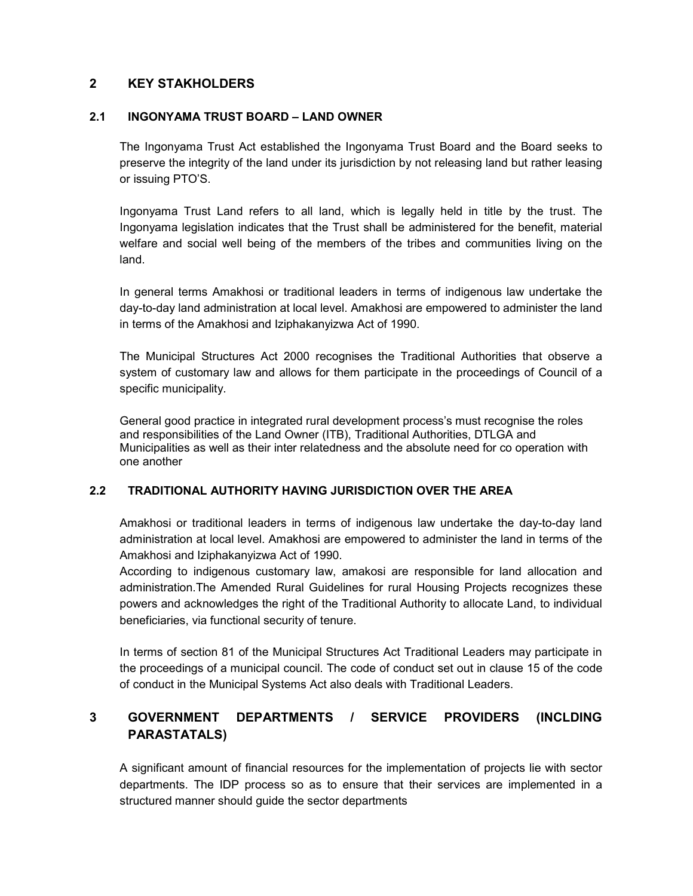## 2 KEY STAKHOLDERS

### 2.1 INGONYAMA TRUST BOARD – LAND OWNER

The Ingonyama Trust Act established the Ingonyama Trust Board and the Board seeks to preserve the integrity of the land under its jurisdiction by not releasing land but rather leasing or issuing PTO'S.

Ingonyama Trust Land refers to all land, which is legally held in title by the trust. The Ingonyama legislation indicates that the Trust shall be administered for the benefit, material welfare and social well being of the members of the tribes and communities living on the land.

In general terms Amakhosi or traditional leaders in terms of indigenous law undertake the day-to-day land administration at local level. Amakhosi are empowered to administer the land in terms of the Amakhosi and Iziphakanyizwa Act of 1990.

The Municipal Structures Act 2000 recognises the Traditional Authorities that observe a system of customary law and allows for them participate in the proceedings of Council of a specific municipality.

General good practice in integrated rural development process's must recognise the roles and responsibilities of the Land Owner (ITB), Traditional Authorities, DTLGA and Municipalities as well as their inter relatedness and the absolute need for co operation with one another

### 2.2 TRADITIONAL AUTHORITY HAVING JURISDICTION OVER THE AREA

Amakhosi or traditional leaders in terms of indigenous law undertake the day-to-day land administration at local level. Amakhosi are empowered to administer the land in terms of the Amakhosi and Iziphakanyizwa Act of 1990.

According to indigenous customary law, amakosi are responsible for land allocation and administration.The Amended Rural Guidelines for rural Housing Projects recognizes these powers and acknowledges the right of the Traditional Authority to allocate Land, to individual beneficiaries, via functional security of tenure.

In terms of section 81 of the Municipal Structures Act Traditional Leaders may participate in the proceedings of a municipal council. The code of conduct set out in clause 15 of the code of conduct in the Municipal Systems Act also deals with Traditional Leaders.

## 3 GOVERNMENT DEPARTMENTS / SERVICE PROVIDERS (INCLDING PARASTATALS)

A significant amount of financial resources for the implementation of projects lie with sector departments. The IDP process so as to ensure that their services are implemented in a structured manner should guide the sector departments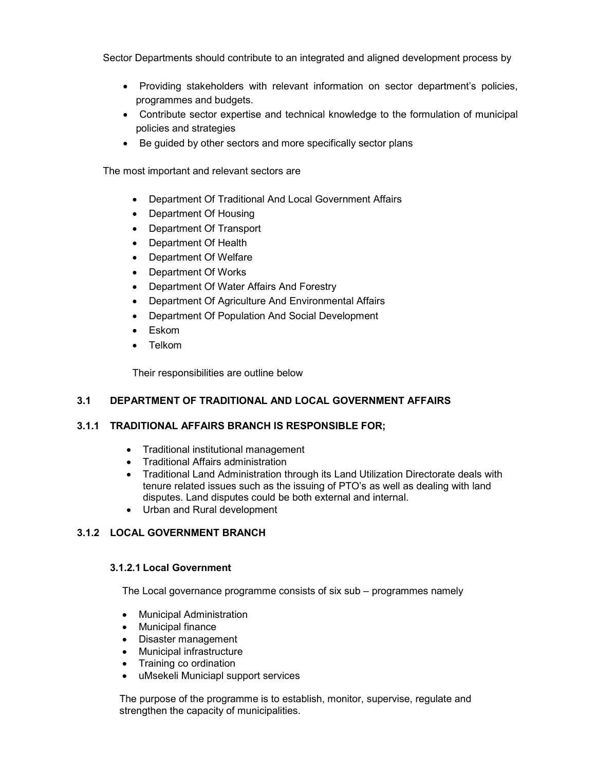Sector Departments should contribute to an integrated and aligned development process by

- Providing stakeholders with relevant information on sector department's policies, programmes and budgets.
- Contribute sector expertise and technical knowledge to the formulation of municipal policies and strategies
- Be guided by other sectors and more specifically sector plans

The most important and relevant sectors are

- Department Of Traditional And Local Government Affairs
- Department Of Housing
- Department Of Transport
- Department Of Health
- Department Of Welfare
- Department Of Works
- Department Of Water Affairs And Forestry
- Department Of Agriculture And Environmental Affairs
- Department Of Population And Social Development
- Eskom
- Telkom

Their responsibilities are outline below

## 3.1 DEPARTMENT OF TRADITIONAL AND LOCAL GOVERNMENT AFFAIRS

### 3.1.1 TRADITIONAL AFFAIRS BRANCH IS RESPONSIBLE FOR;

- Traditional institutional management
- Traditional Affairs administration
- Traditional Land Administration through its Land Utilization Directorate deals with tenure related issues such as the issuing of PTO's as well as dealing with land disputes. Land disputes could be both external and internal.
- Urban and Rural development

### 3.1.2 LOCAL GOVERNMENT BRANCH

#### 3.1.2.1 Local Government

The Local governance programme consists of six sub – programmes namely

- Municipal Administration
- Municipal finance
- Disaster management
- Municipal infrastructure
- Training co ordination
- uMsekeli Municiapl support services

The purpose of the programme is to establish, monitor, supervise, regulate and strengthen the capacity of municipalities.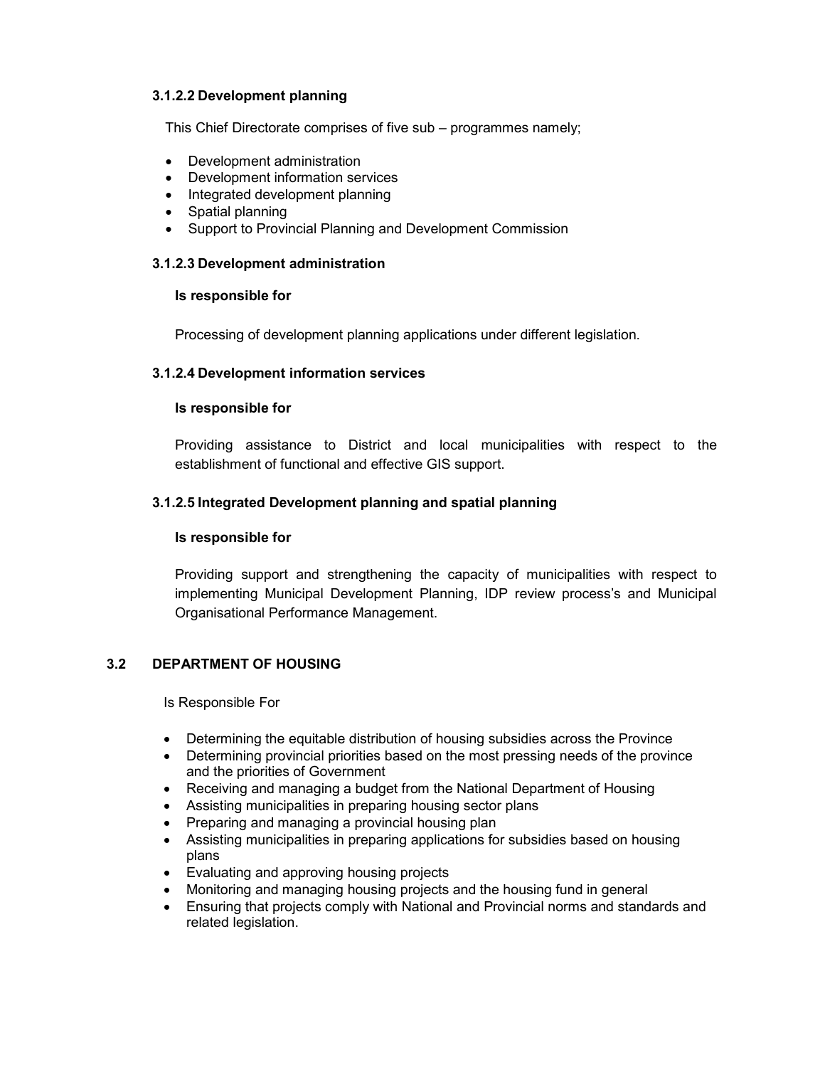#### 3.1.2.2 Development planning

This Chief Directorate comprises of five sub – programmes namely;

- Development administration
- Development information services
- Integrated development planning
- Spatial planning
- Support to Provincial Planning and Development Commission

#### 3.1.2.3 Development administration

**Is responsible for**

Processing of development planning applications under different legislation.

#### 3.1.2.4 Development information services

**Is responsible for**

Providing assistance to District and local municipalities with respect to the establishment of functional and effective GIS support.

#### 3.1.2.5 Integrated Development planning and spatial planning

**Is responsible for**

Providing support and strengthening the capacity of municipalities with respect to implementing Municipal Development Planning, IDP review process's and Municipal Organisational Performance Management.

### 3.2 DEPARTMENT OF HOUSING

Is Responsible For

- Determining the equitable distribution of housing subsidies across the Province
- Determining provincial priorities based on the most pressing needs of the province and the priorities of Government
- Receiving and managing a budget from the National Department of Housing
- Assisting municipalities in preparing housing sector plans
- Preparing and managing a provincial housing plan
- Assisting municipalities in preparing applications for subsidies based on housing plans
- Evaluating and approving housing projects
- Monitoring and managing housing projects and the housing fund in general
- Ensuring that projects comply with National and Provincial norms and standards and related legislation.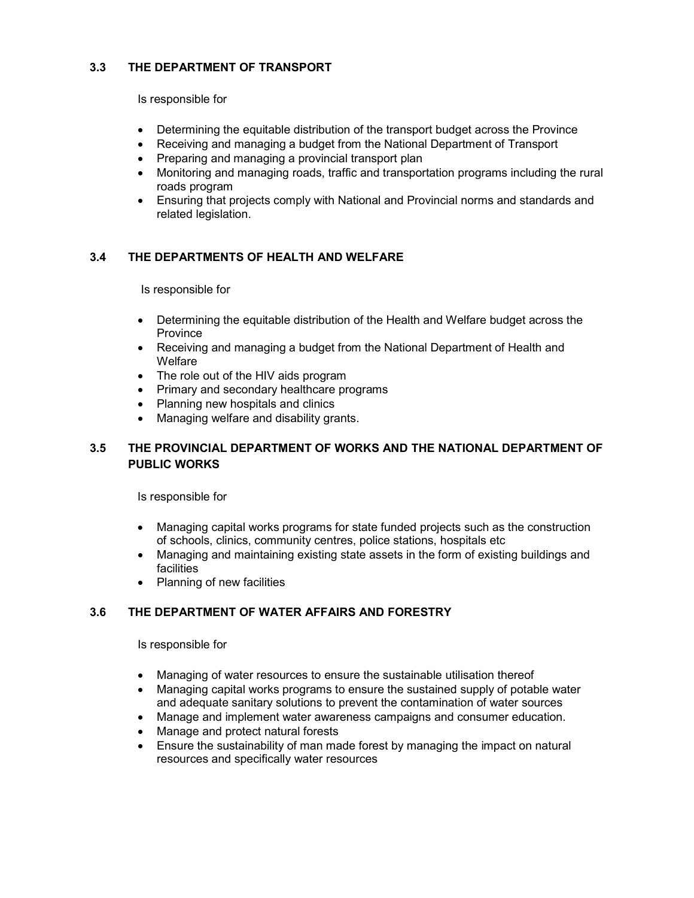### 3.3 THE DEPARTMENT OF TRANSPORT

Is responsible for

- Determining the equitable distribution of the transport budget across the Province
- Receiving and managing a budget from the National Department of Transport
- Preparing and managing a provincial transport plan
- Monitoring and managing roads, traffic and transportation programs including the rural roads program
- Ensuring that projects comply with National and Provincial norms and standards and related legislation.

### 3.4 THE DEPARTMENTS OF HEALTH AND WELFARE

Is responsible for

- Determining the equitable distribution of the Health and Welfare budget across the Province
- Receiving and managing a budget from the National Department of Health and Welfare
- The role out of the HIV aids program
- Primary and secondary healthcare programs
- Planning new hospitals and clinics
- Managing welfare and disability grants.

### 3.5 THE PROVINCIAL DEPARTMENT OF WORKS AND THE NATIONAL DEPARTMENT OF PUBLIC WORKS

Is responsible for

- Managing capital works programs for state funded projects such as the construction of schools, clinics, community centres, police stations, hospitals etc
- Managing and maintaining existing state assets in the form of existing buildings and facilities
- Planning of new facilities

### 3.6 THE DEPARTMENT OF WATER AFFAIRS AND FORESTRY

Is responsible for

- Managing of water resources to ensure the sustainable utilisation thereof
- Managing capital works programs to ensure the sustained supply of potable water and adequate sanitary solutions to prevent the contamination of water sources
- Manage and implement water awareness campaigns and consumer education.
- Manage and protect natural forests
- Ensure the sustainability of man made forest by managing the impact on natural resources and specifically water resources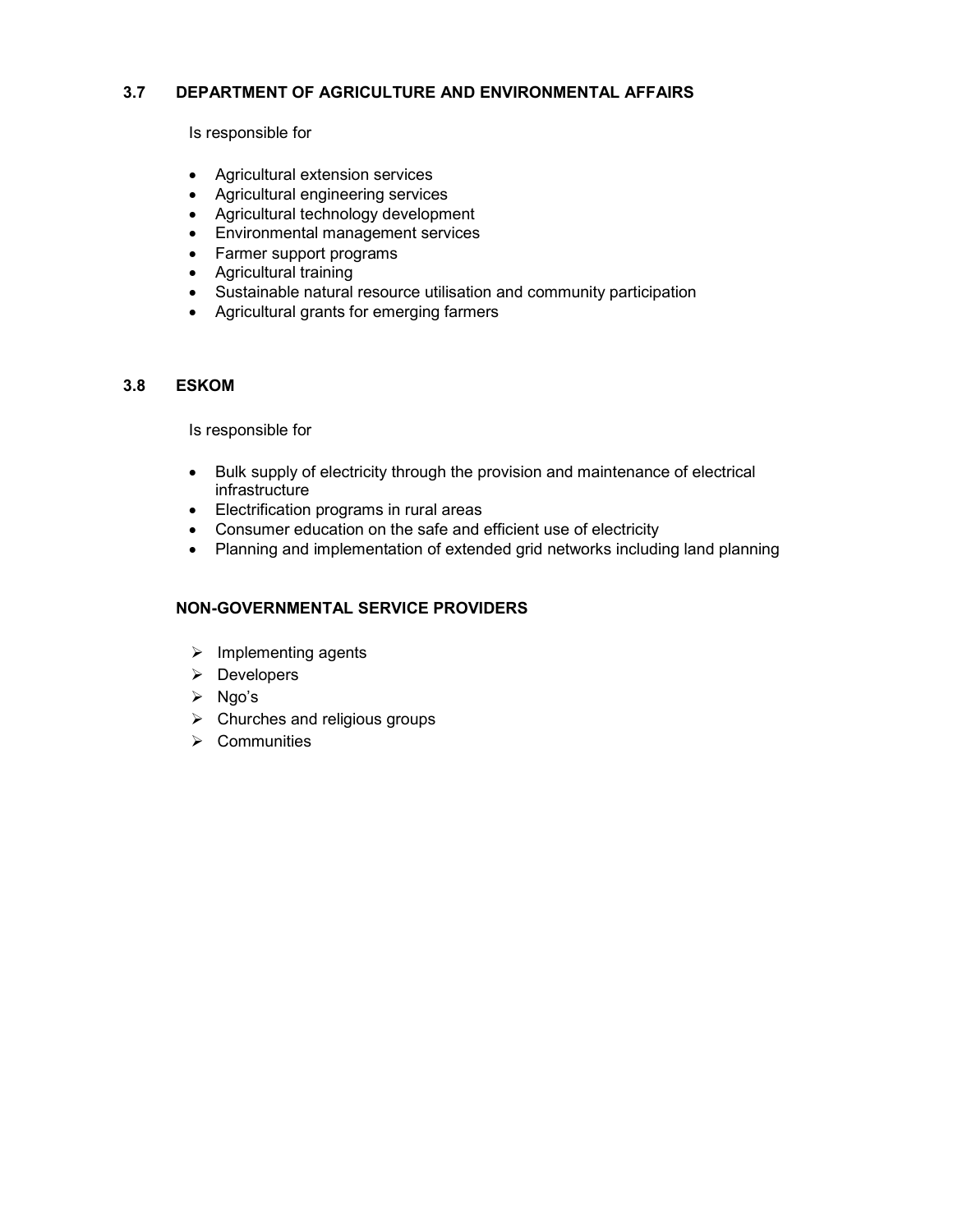### 3.7 DEPARTMENT OF AGRICULTURE AND ENVIRONMENTAL AFFAIRS

Is responsible for

- Agricultural extension services
- Agricultural engineering services
- Agricultural technology development
- Environmental management services
- Farmer support programs
- Agricultural training
- Sustainable natural resource utilisation and community participation
- Agricultural grants for emerging farmers

### 3.8 ESKOM

Is responsible for

- Bulk supply of electricity through the provision and maintenance of electrical infrastructure
- Electrification programs in rural areas
- Consumer education on the safe and efficient use of electricity
- Planning and implementation of extended grid networks including land planning

**NON-GOVERNMENTAL SERVICE PROVIDERS**

- Implementing agents
- Developers
- Ngo's
- Churches and religious groups
- Communities